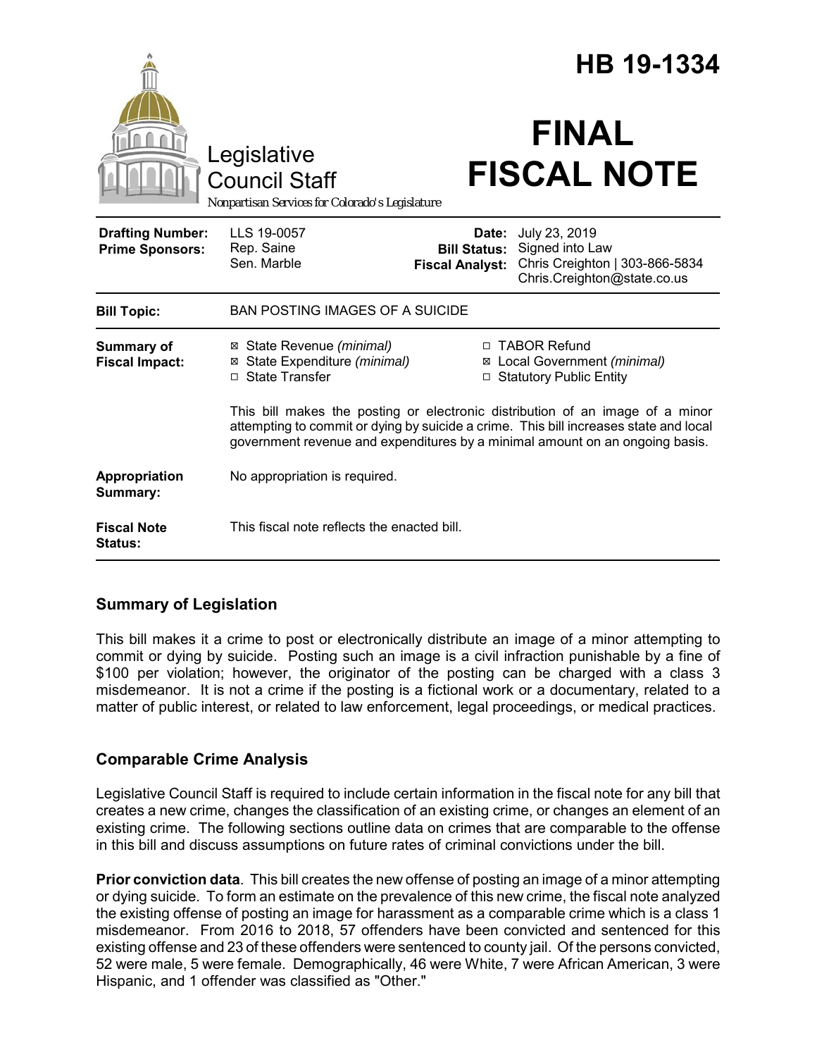# HB 19-1334

Legislative Council Staff

*Nonpartisan Services for Colorado's Legislature*

# FINAL FISCAL NOTE

| | | | |
|---|---|---|---|
| **Drafting Number:** | LLS 19-0057 | **Date:** | July 23, 2019 |
| **Prime Sponsors:** | Rep. Saine<br>Sen. Marble | **Bill Status:** | Signed into Law |
| | | **Fiscal Analyst:** | Chris Creighton \| 303-866-5834<br>Chris.Creighton@state.co.us |

| | |
|---|---|
| **Bill Topic:** | BAN POSTING IMAGES OF A SUICIDE |
| **Summary of Fiscal Impact:** | ☒ State Revenue *(minimal)*<br>☒ State Expenditure *(minimal)*<br>☐ State Transfer<br>☐ TABOR Refund<br>☒ Local Government *(minimal)*<br>☐ Statutory Public Entity<br><br>This bill makes the posting or electronic distribution of an image of a minor attempting to commit or dying by suicide a crime. This bill increases state and local government revenue and expenditures by a minimal amount on an ongoing basis. |
| **Appropriation Summary:** | No appropriation is required. |
| **Fiscal Note Status:** | This fiscal note reflects the enacted bill. |

## Summary of Legislation

This bill makes it a crime to post or electronically distribute an image of a minor attempting to commit or dying by suicide. Posting such an image is a civil infraction punishable by a fine of $100 per violation; however, the originator of the posting can be charged with a class 3 misdemeanor. It is not a crime if the posting is a fictional work or a documentary, related to a matter of public interest, or related to law enforcement, legal proceedings, or medical practices.

## Comparable Crime Analysis

Legislative Council Staff is required to include certain information in the fiscal note for any bill that creates a new crime, changes the classification of an existing crime, or changes an element of an existing crime. The following sections outline data on crimes that are comparable to the offense in this bill and discuss assumptions on future rates of criminal convictions under the bill.

**Prior conviction data**. This bill creates the new offense of posting an image of a minor attempting or dying suicide. To form an estimate on the prevalence of this new crime, the fiscal note analyzed the existing offense of posting an image for harassment as a comparable crime which is a class 1 misdemeanor. From 2016 to 2018, 57 offenders have been convicted and sentenced for this existing offense and 23 of these offenders were sentenced to county jail. Of the persons convicted, 52 were male, 5 were female. Demographically, 46 were White, 7 were African American, 3 were Hispanic, and 1 offender was classified as "Other."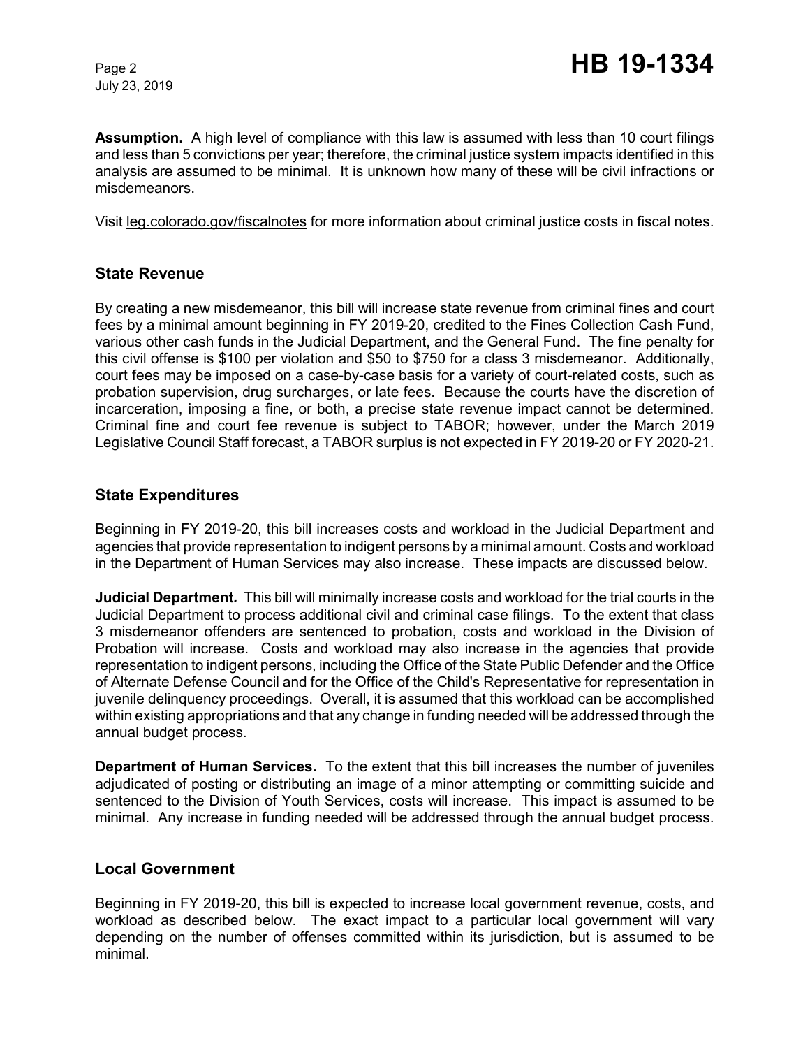**Assumption.** A high level of compliance with this law is assumed with less than 10 court filings and less than 5 convictions per year; therefore, the criminal justice system impacts identified in this analysis are assumed to be minimal. It is unknown how many of these will be civil infractions or misdemeanors.

Visit leg.colorado.gov/fiscalnotes for more information about criminal justice costs in fiscal notes.

## State Revenue

By creating a new misdemeanor, this bill will increase state revenue from criminal fines and court fees by a minimal amount beginning in FY 2019-20, credited to the Fines Collection Cash Fund, various other cash funds in the Judicial Department, and the General Fund. The fine penalty for this civil offense is $100 per violation and $50 to $750 for a class 3 misdemeanor. Additionally, court fees may be imposed on a case-by-case basis for a variety of court-related costs, such as probation supervision, drug surcharges, or late fees. Because the courts have the discretion of incarceration, imposing a fine, or both, a precise state revenue impact cannot be determined. Criminal fine and court fee revenue is subject to TABOR; however, under the March 2019 Legislative Council Staff forecast, a TABOR surplus is not expected in FY 2019-20 or FY 2020-21.

## State Expenditures

Beginning in FY 2019-20, this bill increases costs and workload in the Judicial Department and agencies that provide representation to indigent persons by a minimal amount. Costs and workload in the Department of Human Services may also increase. These impacts are discussed below.

**Judicial Department.** This bill will minimally increase costs and workload for the trial courts in the Judicial Department to process additional civil and criminal case filings. To the extent that class 3 misdemeanor offenders are sentenced to probation, costs and workload in the Division of Probation will increase. Costs and workload may also increase in the agencies that provide representation to indigent persons, including the Office of the State Public Defender and the Office of Alternate Defense Council and for the Office of the Child's Representative for representation in juvenile delinquency proceedings. Overall, it is assumed that this workload can be accomplished within existing appropriations and that any change in funding needed will be addressed through the annual budget process.

**Department of Human Services.** To the extent that this bill increases the number of juveniles adjudicated of posting or distributing an image of a minor attempting or committing suicide and sentenced to the Division of Youth Services, costs will increase. This impact is assumed to be minimal. Any increase in funding needed will be addressed through the annual budget process.

## Local Government

Beginning in FY 2019-20, this bill is expected to increase local government revenue, costs, and workload as described below. The exact impact to a particular local government will vary depending on the number of offenses committed within its jurisdiction, but is assumed to be minimal.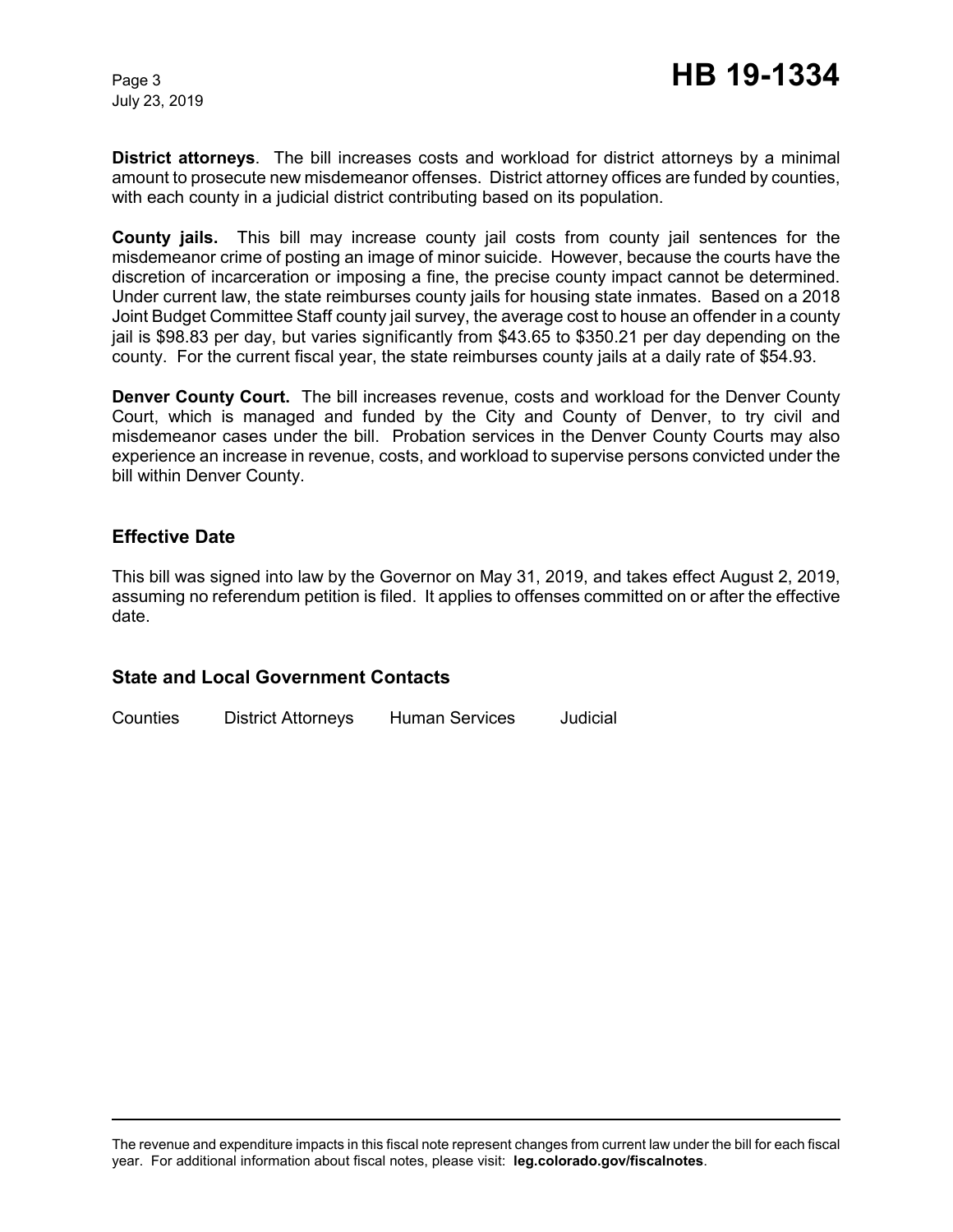**District attorneys**. The bill increases costs and workload for district attorneys by a minimal amount to prosecute new misdemeanor offenses. District attorney offices are funded by counties, with each county in a judicial district contributing based on its population.

**County jails.** This bill may increase county jail costs from county jail sentences for the misdemeanor crime of posting an image of minor suicide. However, because the courts have the discretion of incarceration or imposing a fine, the precise county impact cannot be determined. Under current law, the state reimburses county jails for housing state inmates. Based on a 2018 Joint Budget Committee Staff county jail survey, the average cost to house an offender in a county jail is $98.83 per day, but varies significantly from $43.65 to $350.21 per day depending on the county. For the current fiscal year, the state reimburses county jails at a daily rate of $54.93.

**Denver County Court.** The bill increases revenue, costs and workload for the Denver County Court, which is managed and funded by the City and County of Denver, to try civil and misdemeanor cases under the bill. Probation services in the Denver County Courts may also experience an increase in revenue, costs, and workload to supervise persons convicted under the bill within Denver County.

## Effective Date

This bill was signed into law by the Governor on May 31, 2019, and takes effect August 2, 2019, assuming no referendum petition is filed. It applies to offenses committed on or after the effective date.

## State and Local Government Contacts

Counties    District Attorneys    Human Services    Judicial

The revenue and expenditure impacts in this fiscal note represent changes from current law under the bill for each fiscal year. For additional information about fiscal notes, please visit: **leg.colorado.gov/fiscalnotes**.